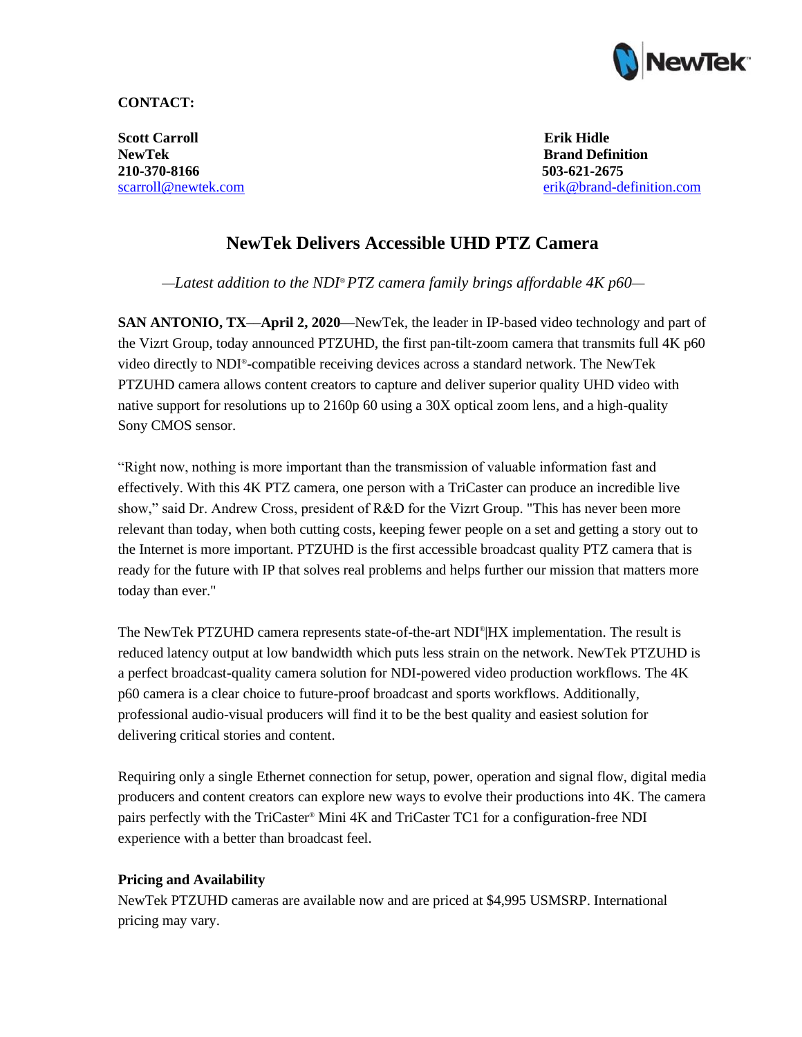**CONTACT:**

**Scott Carroll**
**NewTek**
**210-370-8166**
scarroll@newtek.com

**Erik Hidle**
**Brand Definition**
**503-621-2675**
erik@brand-definition.com

# NewTek Delivers Accessible UHD PTZ Camera

*—Latest addition to the NDI® PTZ camera family brings affordable 4K p60—*

**SAN ANTONIO, TX—April 2, 2020—**NewTek, the leader in IP-based video technology and part of the Vizrt Group, today announced PTZUHD, the first pan-tilt-zoom camera that transmits full 4K p60 video directly to NDI®-compatible receiving devices across a standard network. The NewTek PTZUHD camera allows content creators to capture and deliver superior quality UHD video with native support for resolutions up to 2160p 60 using a 30X optical zoom lens, and a high-quality Sony CMOS sensor.

"Right now, nothing is more important than the transmission of valuable information fast and effectively. With this 4K PTZ camera, one person with a TriCaster can produce an incredible live show," said Dr. Andrew Cross, president of R&D for the Vizrt Group. "This has never been more relevant than today, when both cutting costs, keeping fewer people on a set and getting a story out to the Internet is more important. PTZUHD is the first accessible broadcast quality PTZ camera that is ready for the future with IP that solves real problems and helps further our mission that matters more today than ever."

The NewTek PTZUHD camera represents state-of-the-art NDI®|HX implementation. The result is reduced latency output at low bandwidth which puts less strain on the network. NewTek PTZUHD is a perfect broadcast-quality camera solution for NDI-powered video production workflows. The 4K p60 camera is a clear choice to future-proof broadcast and sports workflows. Additionally, professional audio-visual producers will find it to be the best quality and easiest solution for delivering critical stories and content.

Requiring only a single Ethernet connection for setup, power, operation and signal flow, digital media producers and content creators can explore new ways to evolve their productions into 4K. The camera pairs perfectly with the TriCaster® Mini 4K and TriCaster TC1 for a configuration-free NDI experience with a better than broadcast feel.

**Pricing and Availability**

NewTek PTZUHD cameras are available now and are priced at $4,995 USMSRP. International pricing may vary.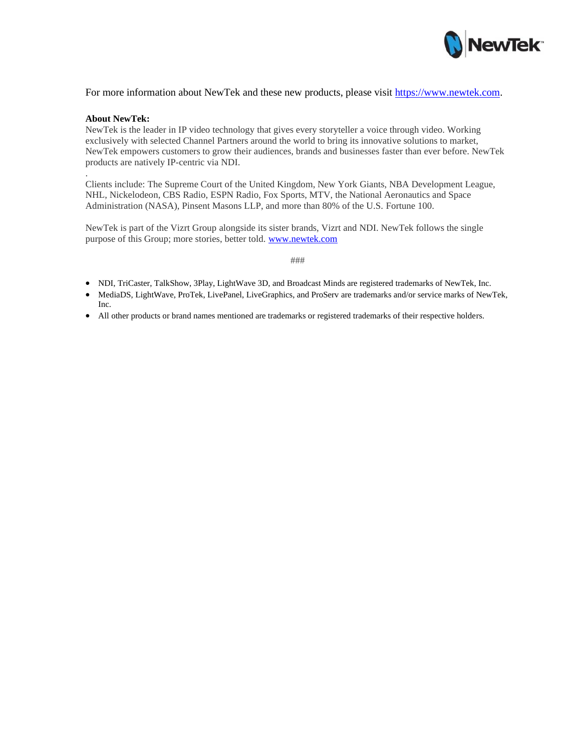For more information about NewTek and these new products, please visit https://www.newtek.com.

**About NewTek:**
NewTek is the leader in IP video technology that gives every storyteller a voice through video. Working exclusively with selected Channel Partners around the world to bring its innovative solutions to market, NewTek empowers customers to grow their audiences, brands and businesses faster than ever before. NewTek products are natively IP-centric via NDI.

.
Clients include: The Supreme Court of the United Kingdom, New York Giants, NBA Development League, NHL, Nickelodeon, CBS Radio, ESPN Radio, Fox Sports, MTV, the National Aeronautics and Space Administration (NASA), Pinsent Masons LLP, and more than 80% of the U.S. Fortune 100.

NewTek is part of the Vizrt Group alongside its sister brands, Vizrt and NDI. NewTek follows the single purpose of this Group; more stories, better told. www.newtek.com

###

- NDI, TriCaster, TalkShow, 3Play, LightWave 3D, and Broadcast Minds are registered trademarks of NewTek, Inc.
- MediaDS, LightWave, ProTek, LivePanel, LiveGraphics, and ProServ are trademarks and/or service marks of NewTek, Inc.
- All other products or brand names mentioned are trademarks or registered trademarks of their respective holders.